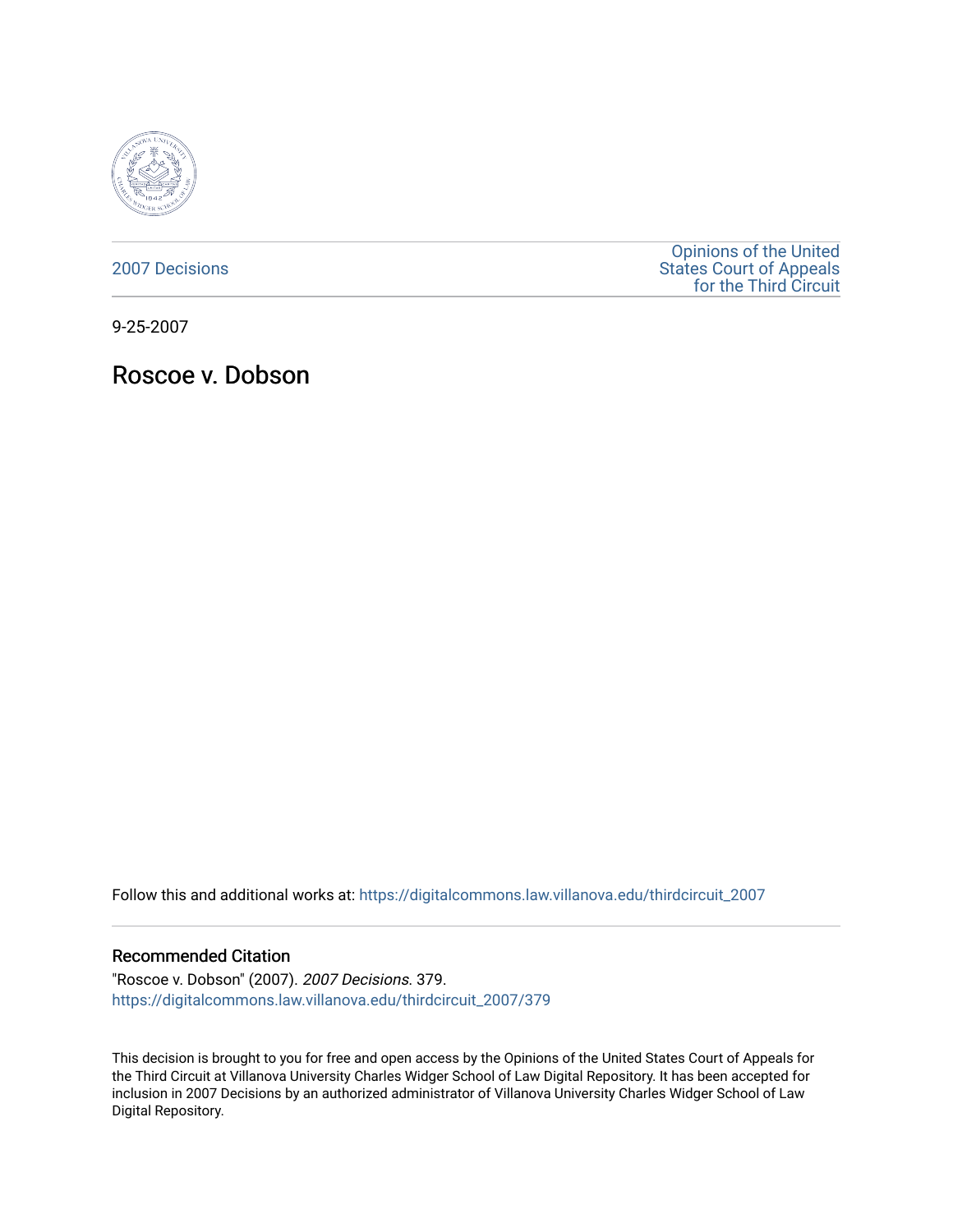2007 Decisions

Opinions of the United States Court of Appeals for the Third Circuit

9-25-2007

# Roscoe v. Dobson

Follow this and additional works at: https://digitalcommons.law.villanova.edu/thirdcircuit_2007

## Recommended Citation

"Roscoe v. Dobson" (2007). *2007 Decisions*. 379.
https://digitalcommons.law.villanova.edu/thirdcircuit_2007/379

This decision is brought to you for free and open access by the Opinions of the United States Court of Appeals for the Third Circuit at Villanova University Charles Widger School of Law Digital Repository. It has been accepted for inclusion in 2007 Decisions by an authorized administrator of Villanova University Charles Widger School of Law Digital Repository.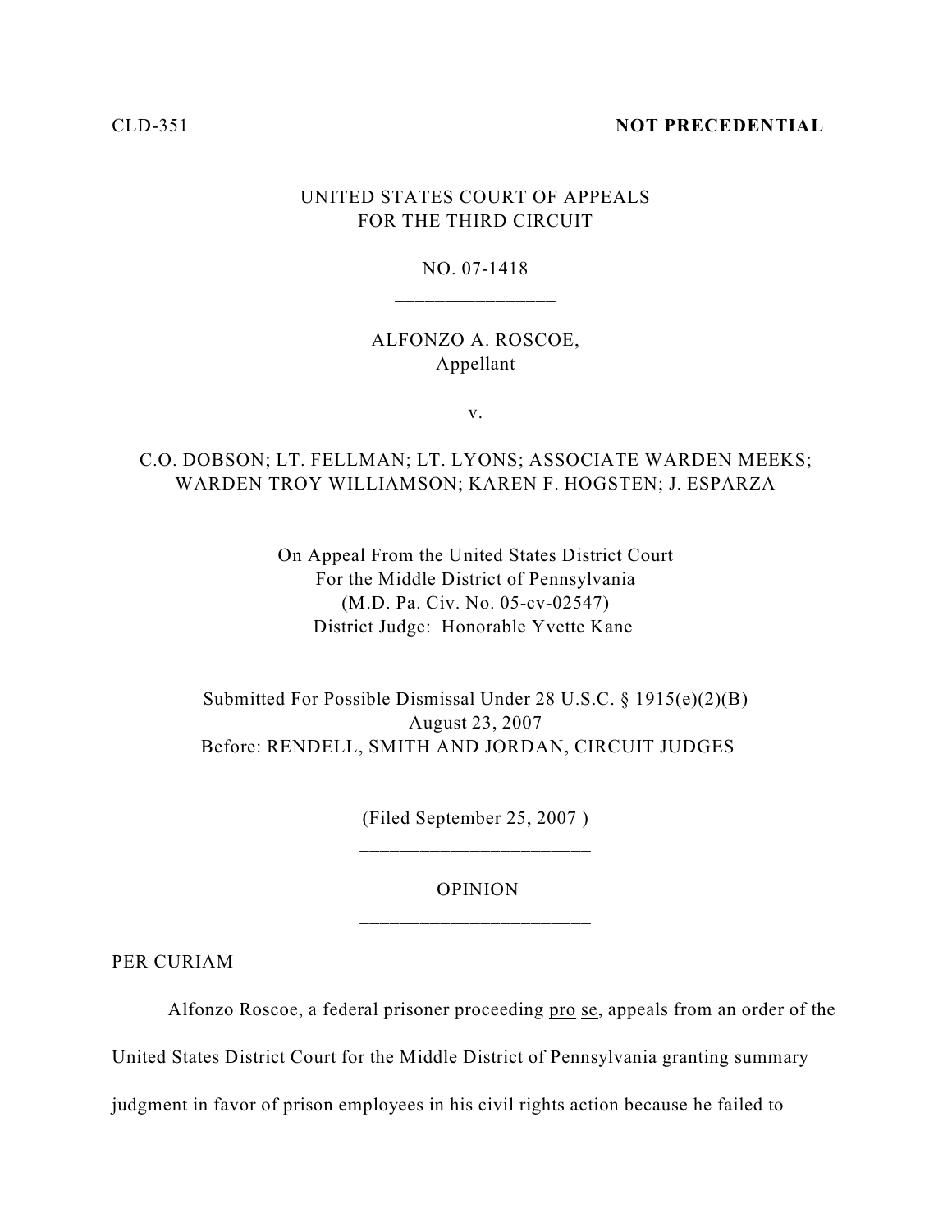CLD-351 **NOT PRECEDENTIAL**

UNITED STATES COURT OF APPEALS
FOR THE THIRD CIRCUIT

NO. 07-1418

---

ALFONZO A. ROSCOE,
Appellant

v.

C.O. DOBSON; LT. FELLMAN; LT. LYONS; ASSOCIATE WARDEN MEEKS; WARDEN TROY WILLIAMSON; KAREN F. HOGSTEN; J. ESPARZA

---

On Appeal From the United States District Court
For the Middle District of Pennsylvania
(M.D. Pa. Civ. No. 05-cv-02547)
District Judge: Honorable Yvette Kane

---

Submitted For Possible Dismissal Under 28 U.S.C. § 1915(e)(2)(B)
August 23, 2007
Before: RENDELL, SMITH AND JORDAN, CIRCUIT JUDGES

(Filed September 25, 2007 )

---

OPINION

---

PER CURIAM

Alfonzo Roscoe, a federal prisoner proceeding pro se, appeals from an order of the United States District Court for the Middle District of Pennsylvania granting summary judgment in favor of prison employees in his civil rights action because he failed to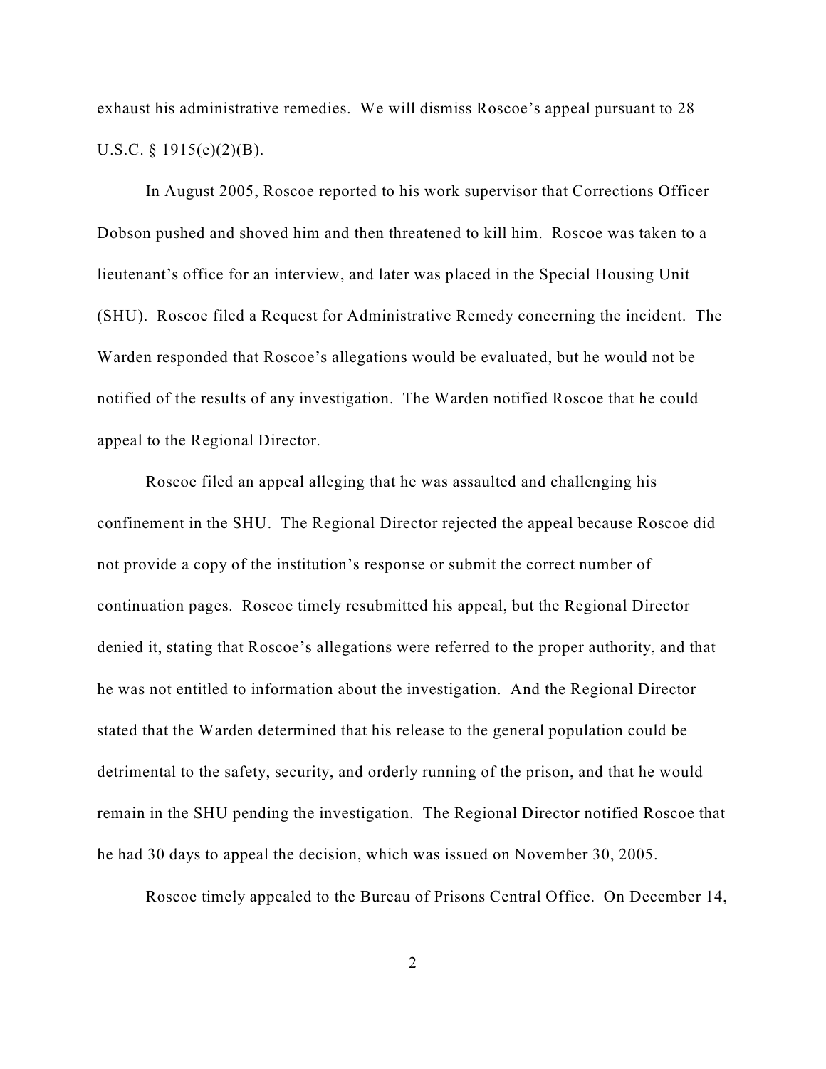exhaust his administrative remedies. We will dismiss Roscoe's appeal pursuant to 28 U.S.C. § 1915(e)(2)(B).

In August 2005, Roscoe reported to his work supervisor that Corrections Officer Dobson pushed and shoved him and then threatened to kill him. Roscoe was taken to a lieutenant's office for an interview, and later was placed in the Special Housing Unit (SHU). Roscoe filed a Request for Administrative Remedy concerning the incident. The Warden responded that Roscoe's allegations would be evaluated, but he would not be notified of the results of any investigation. The Warden notified Roscoe that he could appeal to the Regional Director.

Roscoe filed an appeal alleging that he was assaulted and challenging his confinement in the SHU. The Regional Director rejected the appeal because Roscoe did not provide a copy of the institution's response or submit the correct number of continuation pages. Roscoe timely resubmitted his appeal, but the Regional Director denied it, stating that Roscoe's allegations were referred to the proper authority, and that he was not entitled to information about the investigation. And the Regional Director stated that the Warden determined that his release to the general population could be detrimental to the safety, security, and orderly running of the prison, and that he would remain in the SHU pending the investigation. The Regional Director notified Roscoe that he had 30 days to appeal the decision, which was issued on November 30, 2005.

Roscoe timely appealed to the Bureau of Prisons Central Office. On December 14,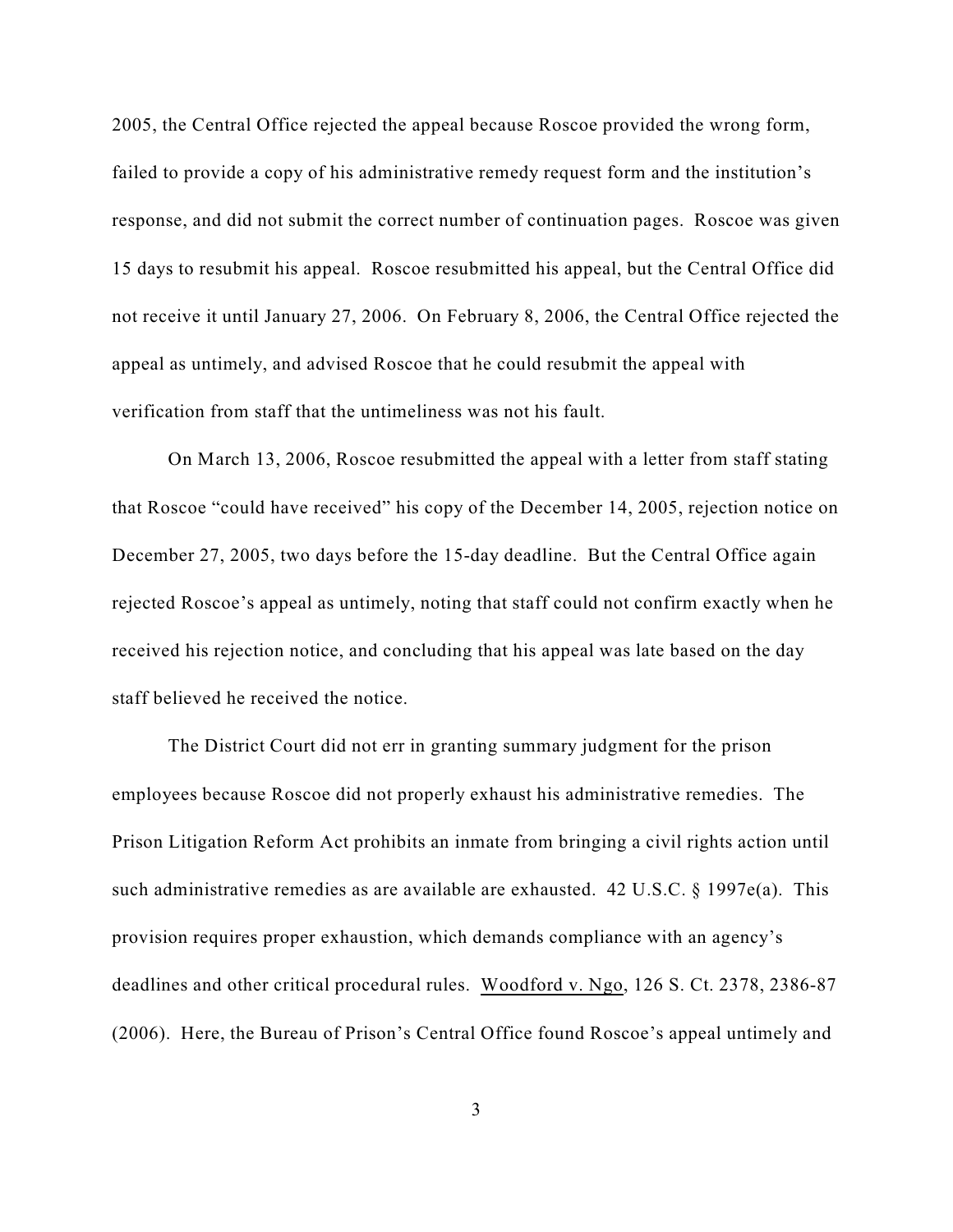2005, the Central Office rejected the appeal because Roscoe provided the wrong form, failed to provide a copy of his administrative remedy request form and the institution's response, and did not submit the correct number of continuation pages. Roscoe was given 15 days to resubmit his appeal. Roscoe resubmitted his appeal, but the Central Office did not receive it until January 27, 2006. On February 8, 2006, the Central Office rejected the appeal as untimely, and advised Roscoe that he could resubmit the appeal with verification from staff that the untimeliness was not his fault.

On March 13, 2006, Roscoe resubmitted the appeal with a letter from staff stating that Roscoe "could have received" his copy of the December 14, 2005, rejection notice on December 27, 2005, two days before the 15-day deadline. But the Central Office again rejected Roscoe's appeal as untimely, noting that staff could not confirm exactly when he received his rejection notice, and concluding that his appeal was late based on the day staff believed he received the notice.

The District Court did not err in granting summary judgment for the prison employees because Roscoe did not properly exhaust his administrative remedies. The Prison Litigation Reform Act prohibits an inmate from bringing a civil rights action until such administrative remedies as are available are exhausted. 42 U.S.C. § 1997e(a). This provision requires proper exhaustion, which demands compliance with an agency's deadlines and other critical procedural rules. Woodford v. Ngo, 126 S. Ct. 2378, 2386-87 (2006). Here, the Bureau of Prison's Central Office found Roscoe's appeal untimely and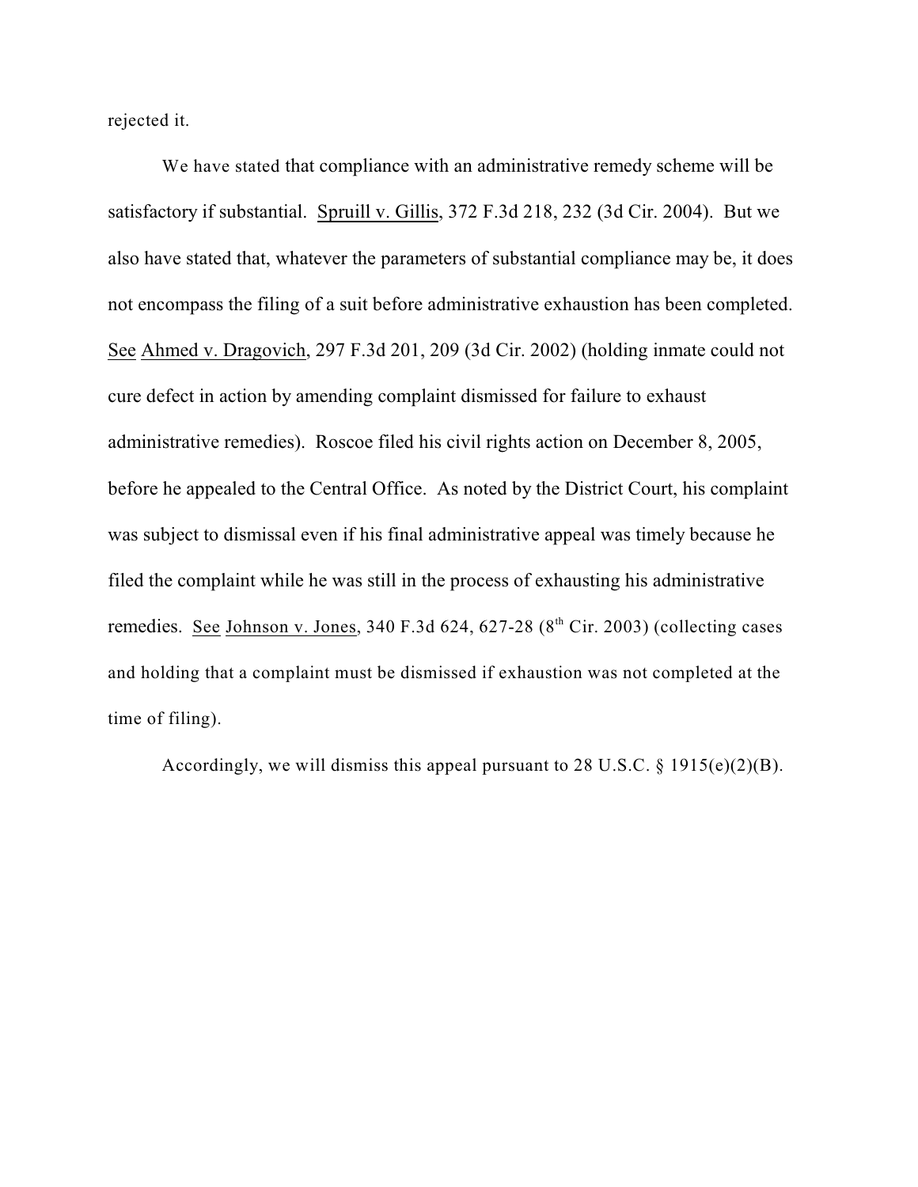rejected it.

We have stated that compliance with an administrative remedy scheme will be satisfactory if substantial. Spruill v. Gillis, 372 F.3d 218, 232 (3d Cir. 2004). But we also have stated that, whatever the parameters of substantial compliance may be, it does not encompass the filing of a suit before administrative exhaustion has been completed. See Ahmed v. Dragovich, 297 F.3d 201, 209 (3d Cir. 2002) (holding inmate could not cure defect in action by amending complaint dismissed for failure to exhaust administrative remedies). Roscoe filed his civil rights action on December 8, 2005, before he appealed to the Central Office. As noted by the District Court, his complaint was subject to dismissal even if his final administrative appeal was timely because he filed the complaint while he was still in the process of exhausting his administrative remedies. See Johnson v. Jones, 340 F.3d 624, 627-28 (8th Cir. 2003) (collecting cases and holding that a complaint must be dismissed if exhaustion was not completed at the time of filing).

Accordingly, we will dismiss this appeal pursuant to 28 U.S.C. § 1915(e)(2)(B).